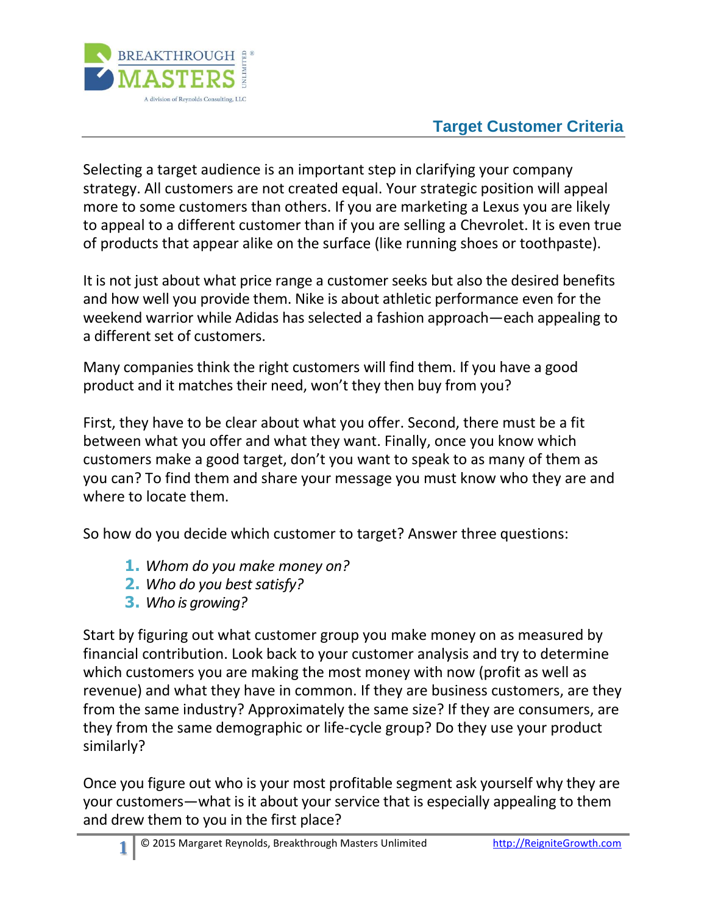## Target Customer Criteria

Selecting a target audience is an important step in clarifying your company strategy. All customers are not created equal. Your strategic position will appeal more to some customers than others. If you are marketing a Lexus you are likely to appeal to a different customer than if you are selling a Chevrolet. It is even true of products that appear alike on the surface (like running shoes or toothpaste).

It is not just about what price range a customer seeks but also the desired benefits and how well you provide them. Nike is about athletic performance even for the weekend warrior while Adidas has selected a fashion approach—each appealing to a different set of customers.

Many companies think the right customers will find them. If you have a good product and it matches their need, won't they then buy from you?

First, they have to be clear about what you offer. Second, there must be a fit between what you offer and what they want. Finally, once you know which customers make a good target, don't you want to speak to as many of them as you can? To find them and share your message you must know who they are and where to locate them.

So how do you decide which customer to target? Answer three questions:

1. *Whom do you make money on?*
2. *Who do you best satisfy?*
3. *Who is growing?*

Start by figuring out what customer group you make money on as measured by financial contribution. Look back to your customer analysis and try to determine which customers you are making the most money with now (profit as well as revenue) and what they have in common. If they are business customers, are they from the same industry? Approximately the same size? If they are consumers, are they from the same demographic or life-cycle group? Do they use your product similarly?

Once you figure out who is your most profitable segment ask yourself why they are your customers—what is it about your service that is especially appealing to them and drew them to you in the first place?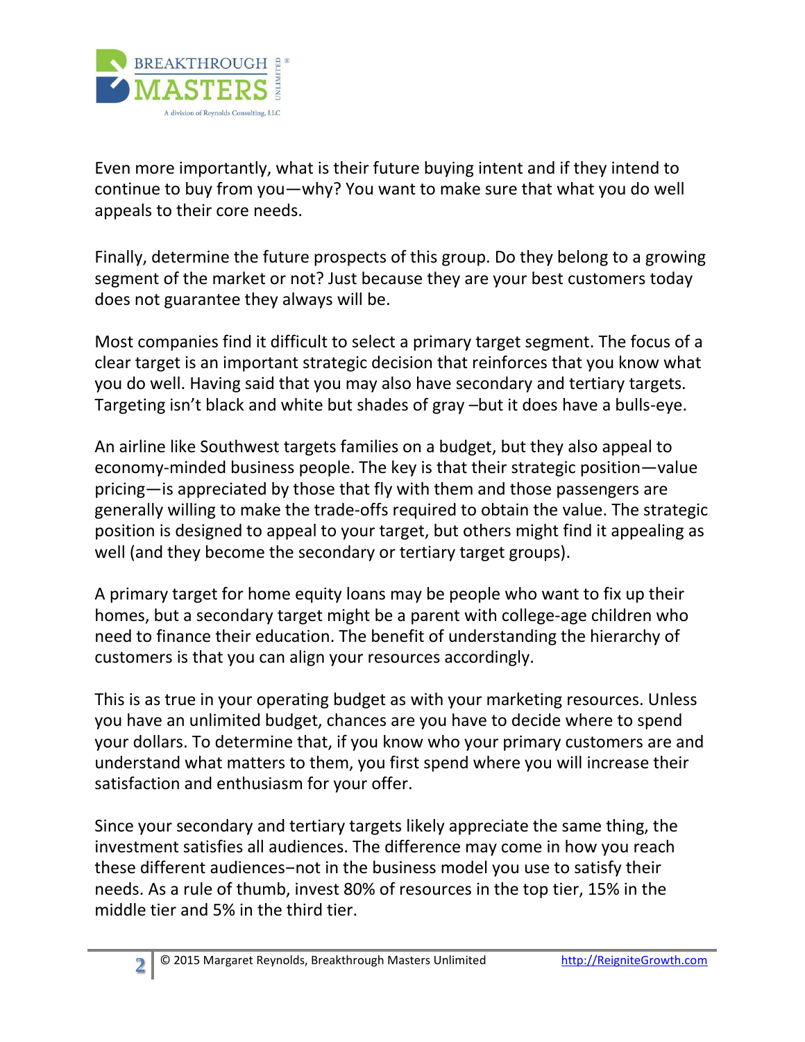Even more importantly, what is their future buying intent and if they intend to continue to buy from you—why? You want to make sure that what you do well appeals to their core needs.

Finally, determine the future prospects of this group. Do they belong to a growing segment of the market or not? Just because they are your best customers today does not guarantee they always will be.

Most companies find it difficult to select a primary target segment. The focus of a clear target is an important strategic decision that reinforces that you know what you do well. Having said that you may also have secondary and tertiary targets. Targeting isn't black and white but shades of gray –but it does have a bulls-eye.

An airline like Southwest targets families on a budget, but they also appeal to economy-minded business people. The key is that their strategic position—value pricing—is appreciated by those that fly with them and those passengers are generally willing to make the trade-offs required to obtain the value. The strategic position is designed to appeal to your target, but others might find it appealing as well (and they become the secondary or tertiary target groups).

A primary target for home equity loans may be people who want to fix up their homes, but a secondary target might be a parent with college-age children who need to finance their education. The benefit of understanding the hierarchy of customers is that you can align your resources accordingly.

This is as true in your operating budget as with your marketing resources. Unless you have an unlimited budget, chances are you have to decide where to spend your dollars. To determine that, if you know who your primary customers are and understand what matters to them, you first spend where you will increase their satisfaction and enthusiasm for your offer.

Since your secondary and tertiary targets likely appreciate the same thing, the investment satisfies all audiences. The difference may come in how you reach these different audiences–not in the business model you use to satisfy their needs. As a rule of thumb, invest 80% of resources in the top tier, 15% in the middle tier and 5% in the third tier.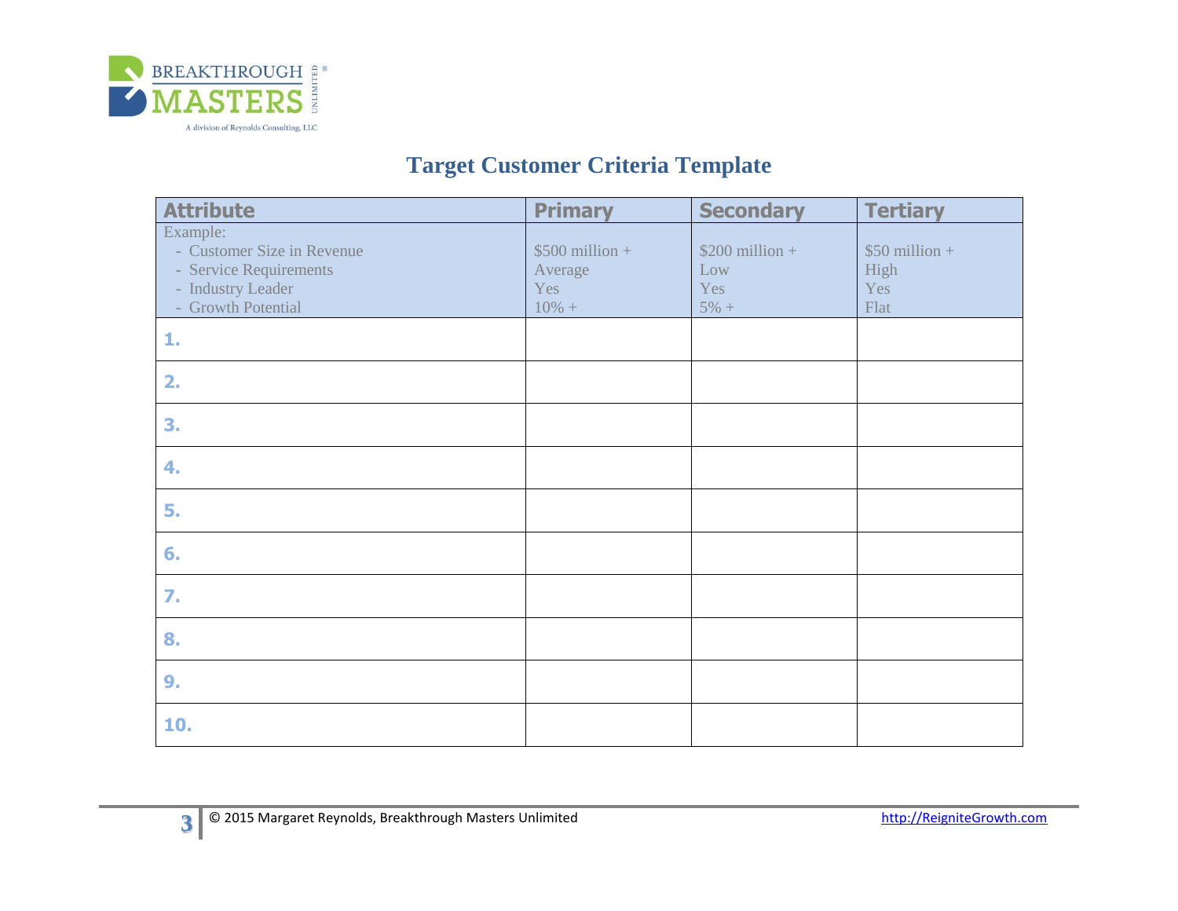BREAKTHROUGH MASTERS UNLIMITED®

A division of Reynolds Consulting, LLC

# Target Customer Criteria Template

| Attribute | Primary | Secondary | Tertiary |
|---|---|---|---|
| Example:<br>- Customer Size in Revenue<br>- Service Requirements<br>- Industry Leader<br>- Growth Potential | <br>$500 million +<br>Average<br>Yes<br>10% + | <br>$200 million +<br>Low<br>Yes<br>5% + | <br>$50 million +<br>High<br>Yes<br>Flat |
| **1.** | | | |
| **2.** | | | |
| **3.** | | | |
| **4.** | | | |
| **5.** | | | |
| **6.** | | | |
| **7.** | | | |
| **8.** | | | |
| **9.** | | | |
| **10.** | | | |

© 2015 Margaret Reynolds, Breakthrough Masters Unlimited http://ReigniteGrowth.com